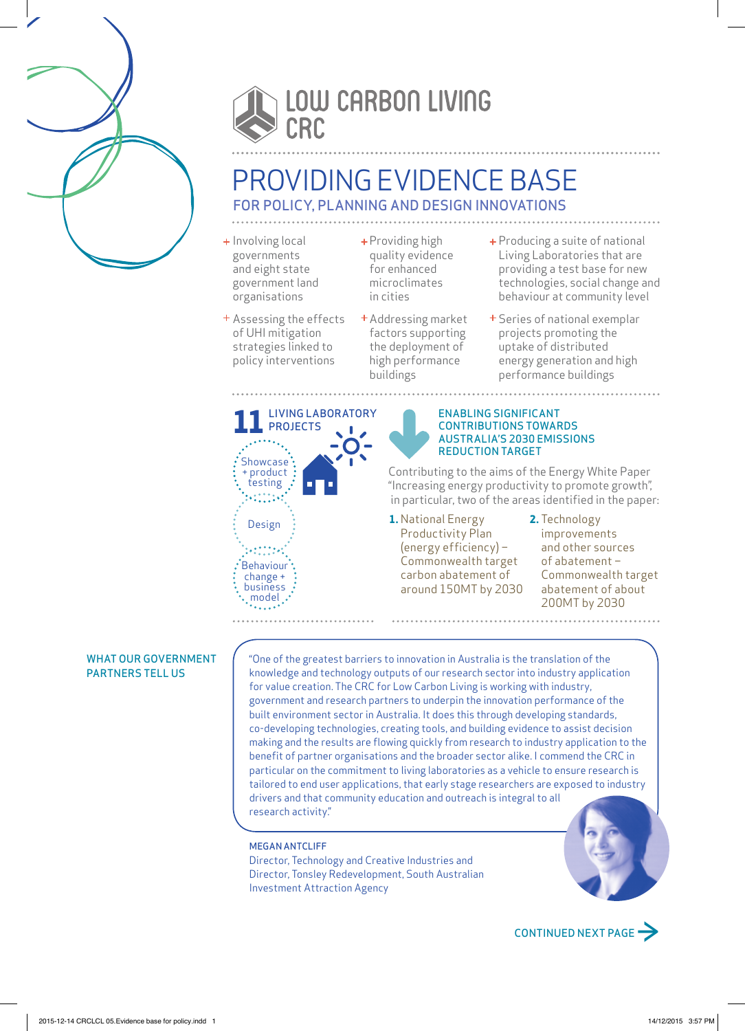LOW CARBON LIVING CRC

# PROVIDING EVIDENCE BASE

## FOR POLICY, PLANNING AND DESIGN INNOVATIONS

- Involving local governments and eight state government land organisations
- Providing high quality evidence for enhanced microclimates in cities
- Producing a suite of national Living Laboratories that are providing a test base for new technologies, social change and behaviour at community level
- Assessing the effects of UHI mitigation strategies linked to policy interventions
- Addressing market factors supporting the deployment of high performance buildings
- Series of national exemplar projects promoting the uptake of distributed energy generation and high performance buildings

### 11 LIVING LABORATORY PROJECTS

- Showcase + product testing
- Design
- Behaviour change + business model

### ENABLING SIGNIFICANT CONTRIBUTIONS TOWARDS AUSTRALIA'S 2030 EMISSIONS REDUCTION TARGET

Contributing to the aims of the Energy White Paper "Increasing energy productivity to promote growth", in particular, two of the areas identified in the paper:

1. National Energy Productivity Plan (energy efficiency) – Commonwealth target carbon abatement of around 150MT by 2030
2. Technology improvements and other sources of abatement – Commonwealth target abatement of about 200MT by 2030

### WHAT OUR GOVERNMENT PARTNERS TELL US

"One of the greatest barriers to innovation in Australia is the translation of the knowledge and technology outputs of our research sector into industry application for value creation. The CRC for Low Carbon Living is working with industry, government and research partners to underpin the innovation performance of the built environment sector in Australia. It does this through developing standards, co-developing technologies, creating tools, and building evidence to assist decision making and the results are flowing quickly from research to industry application to the benefit of partner organisations and the broader sector alike. I commend the CRC in particular on the commitment to living laboratories as a vehicle to ensure research is tailored to end user applications, that early stage researchers are exposed to industry drivers and that community education and outreach is integral to all research activity."

MEGAN ANTCLIFF
Director, Technology and Creative Industries and Director, Tonsley Redevelopment, South Australian Investment Attraction Agency

CONTINUED NEXT PAGE →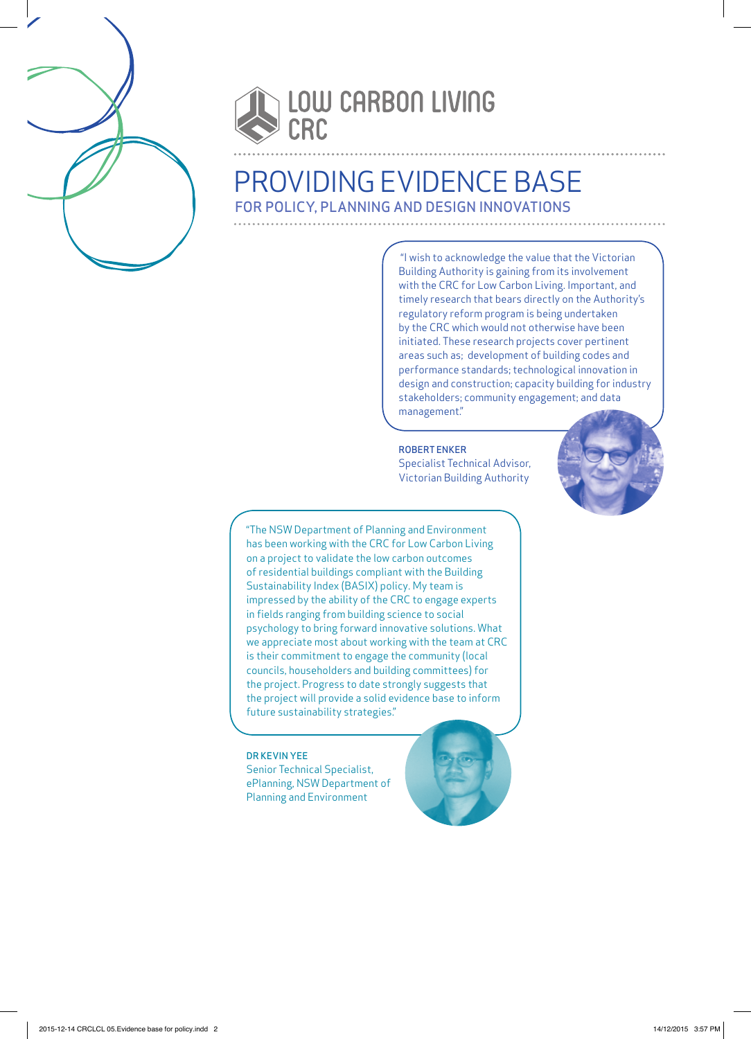LOW CARBON LIVING CRC

# PROVIDING EVIDENCE BASE

## FOR POLICY, PLANNING AND DESIGN INNOVATIONS

"I wish to acknowledge the value that the Victorian Building Authority is gaining from its involvement with the CRC for Low Carbon Living. Important, and timely research that bears directly on the Authority's regulatory reform program is being undertaken by the CRC which would not otherwise have been initiated. These research projects cover pertinent areas such as; development of building codes and performance standards; technological innovation in design and construction; capacity building for industry stakeholders; community engagement; and data management."

**ROBERT ENKER**
Specialist Technical Advisor,
Victorian Building Authority

"The NSW Department of Planning and Environment has been working with the CRC for Low Carbon Living on a project to validate the low carbon outcomes of residential buildings compliant with the Building Sustainability Index (BASIX) policy. My team is impressed by the ability of the CRC to engage experts in fields ranging from building science to social psychology to bring forward innovative solutions. What we appreciate most about working with the team at CRC is their commitment to engage the community (local councils, householders and building committees) for the project. Progress to date strongly suggests that the project will provide a solid evidence base to inform future sustainability strategies."

**DR KEVIN YEE**
Senior Technical Specialist,
ePlanning, NSW Department of Planning and Environment